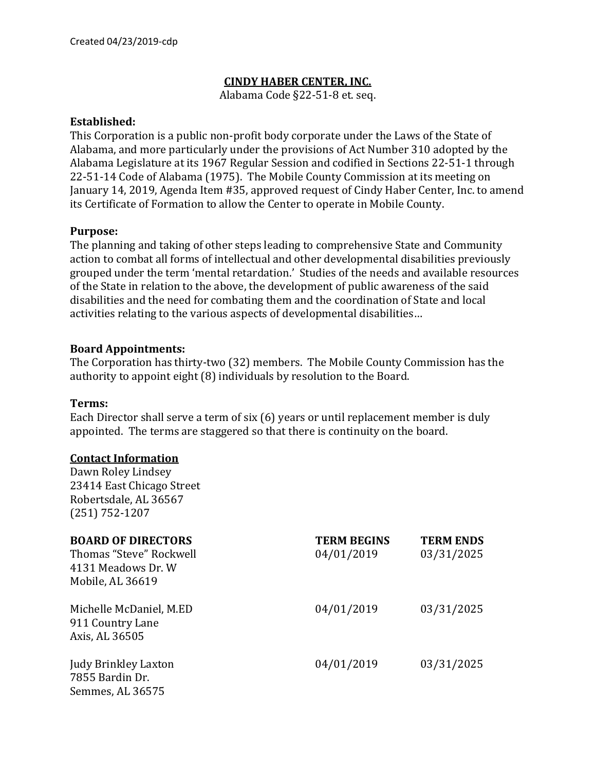Created 04/23/2019-cdp

# CINDY HABER CENTER, INC.

Alabama Code §22-51-8 et. seq.

**Established:**
This Corporation is a public non-profit body corporate under the Laws of the State of Alabama, and more particularly under the provisions of Act Number 310 adopted by the Alabama Legislature at its 1967 Regular Session and codified in Sections 22-51-1 through 22-51-14 Code of Alabama (1975). The Mobile County Commission at its meeting on January 14, 2019, Agenda Item #35, approved request of Cindy Haber Center, Inc. to amend its Certificate of Formation to allow the Center to operate in Mobile County.

**Purpose:**
The planning and taking of other steps leading to comprehensive State and Community action to combat all forms of intellectual and other developmental disabilities previously grouped under the term 'mental retardation.' Studies of the needs and available resources of the State in relation to the above, the development of public awareness of the said disabilities and the need for combating them and the coordination of State and local activities relating to the various aspects of developmental disabilities…

**Board Appointments:**
The Corporation has thirty-two (32) members. The Mobile County Commission has the authority to appoint eight (8) individuals by resolution to the Board.

**Terms:**
Each Director shall serve a term of six (6) years or until replacement member is duly appointed. The terms are staggered so that there is continuity on the board.

**Contact Information**
Dawn Roley Lindsey
23414 East Chicago Street
Robertsdale, AL 36567
(251) 752-1207

| BOARD OF DIRECTORS | TERM BEGINS | TERM ENDS |
|---|---|---|
| Thomas "Steve" Rockwell<br>4131 Meadows Dr. W<br>Mobile, AL 36619 | 04/01/2019 | 03/31/2025 |
| Michelle McDaniel, M.ED<br>911 Country Lane<br>Axis, AL 36505 | 04/01/2019 | 03/31/2025 |
| Judy Brinkley Laxton<br>7855 Bardin Dr.<br>Semmes, AL 36575 | 04/01/2019 | 03/31/2025 |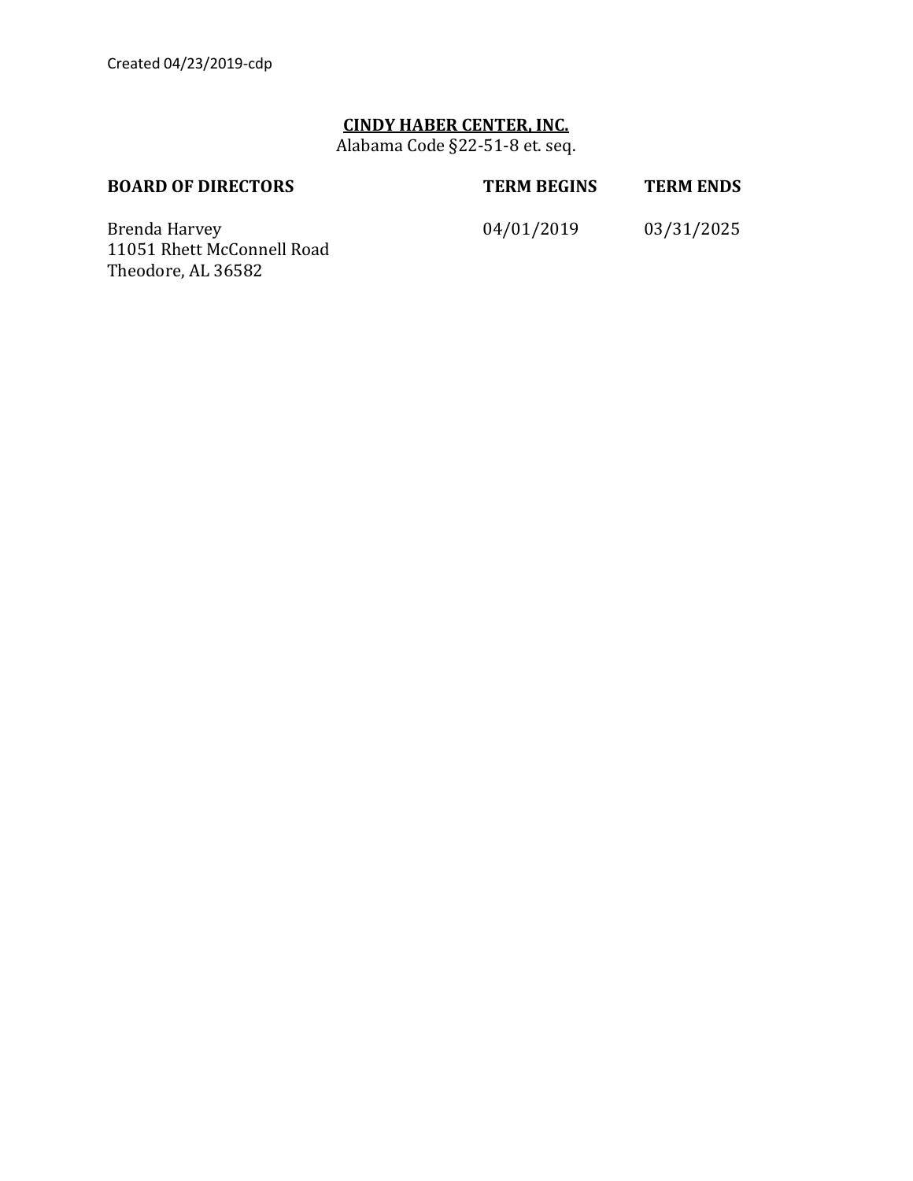Created 04/23/2019-cdp

**CINDY HABER CENTER, INC.**

Alabama Code §22-51-8 et. seq.

| BOARD OF DIRECTORS | TERM BEGINS | TERM ENDS |
|---|---|---|
| Brenda Harvey<br>11051 Rhett McConnell Road<br>Theodore, AL 36582 | 04/01/2019 | 03/31/2025 |